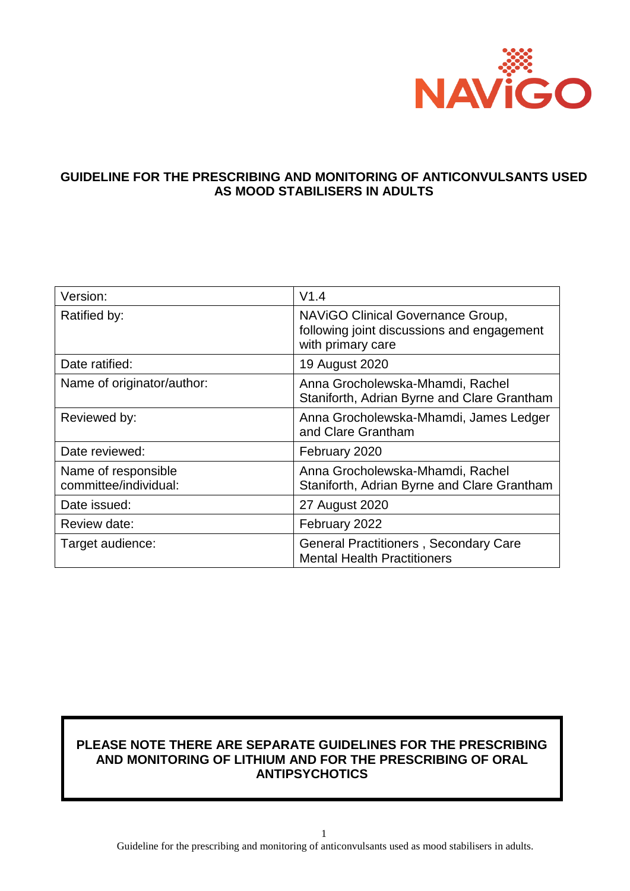NAViGO

# GUIDELINE FOR THE PRESCRIBING AND MONITORING OF ANTICONVULSANTS USED AS MOOD STABILISERS IN ADULTS

| | |
|---|---|
| Version: | V1.4 |
| Ratified by: | NAViGO Clinical Governance Group, following joint discussions and engagement with primary care |
| Date ratified: | 19 August 2020 |
| Name of originator/author: | Anna Grocholewska-Mhamdi, Rachel Staniforth, Adrian Byrne and Clare Grantham |
| Reviewed by: | Anna Grocholewska-Mhamdi, James Ledger and Clare Grantham |
| Date reviewed: | February 2020 |
| Name of responsible committee/individual: | Anna Grocholewska-Mhamdi, Rachel Staniforth, Adrian Byrne and Clare Grantham |
| Date issued: | 27 August 2020 |
| Review date: | February 2022 |
| Target audience: | General Practitioners , Secondary Care Mental Health Practitioners |

**PLEASE NOTE THERE ARE SEPARATE GUIDELINES FOR THE PRESCRIBING AND MONITORING OF LITHIUM AND FOR THE PRESCRIBING OF ORAL ANTIPSYCHOTICS**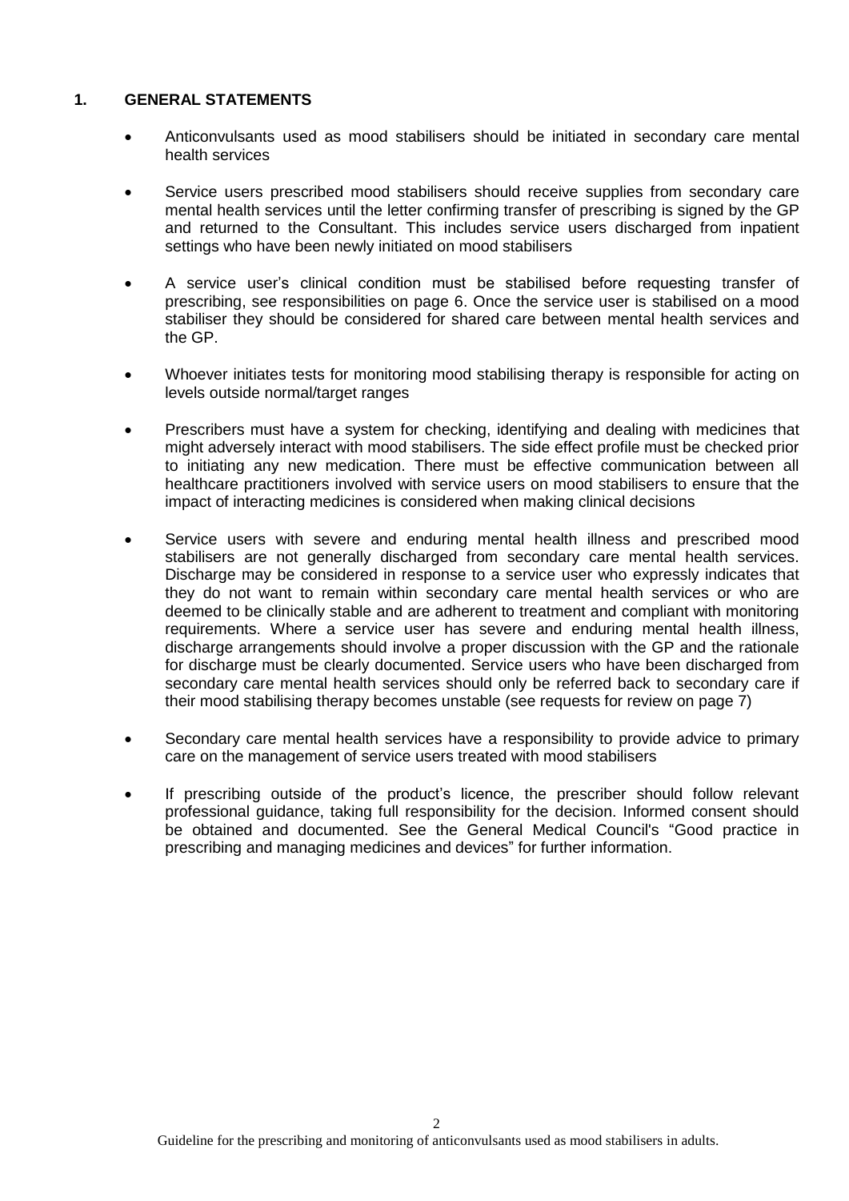## 1. GENERAL STATEMENTS

- Anticonvulsants used as mood stabilisers should be initiated in secondary care mental health services
- Service users prescribed mood stabilisers should receive supplies from secondary care mental health services until the letter confirming transfer of prescribing is signed by the GP and returned to the Consultant. This includes service users discharged from inpatient settings who have been newly initiated on mood stabilisers
- A service user's clinical condition must be stabilised before requesting transfer of prescribing, see responsibilities on page 6. Once the service user is stabilised on a mood stabiliser they should be considered for shared care between mental health services and the GP.
- Whoever initiates tests for monitoring mood stabilising therapy is responsible for acting on levels outside normal/target ranges
- Prescribers must have a system for checking, identifying and dealing with medicines that might adversely interact with mood stabilisers. The side effect profile must be checked prior to initiating any new medication. There must be effective communication between all healthcare practitioners involved with service users on mood stabilisers to ensure that the impact of interacting medicines is considered when making clinical decisions
- Service users with severe and enduring mental health illness and prescribed mood stabilisers are not generally discharged from secondary care mental health services. Discharge may be considered in response to a service user who expressly indicates that they do not want to remain within secondary care mental health services or who are deemed to be clinically stable and are adherent to treatment and compliant with monitoring requirements. Where a service user has severe and enduring mental health illness, discharge arrangements should involve a proper discussion with the GP and the rationale for discharge must be clearly documented. Service users who have been discharged from secondary care mental health services should only be referred back to secondary care if their mood stabilising therapy becomes unstable (see requests for review on page 7)
- Secondary care mental health services have a responsibility to provide advice to primary care on the management of service users treated with mood stabilisers
- If prescribing outside of the product's licence, the prescriber should follow relevant professional guidance, taking full responsibility for the decision. Informed consent should be obtained and documented. See the General Medical Council's "Good practice in prescribing and managing medicines and devices" for further information.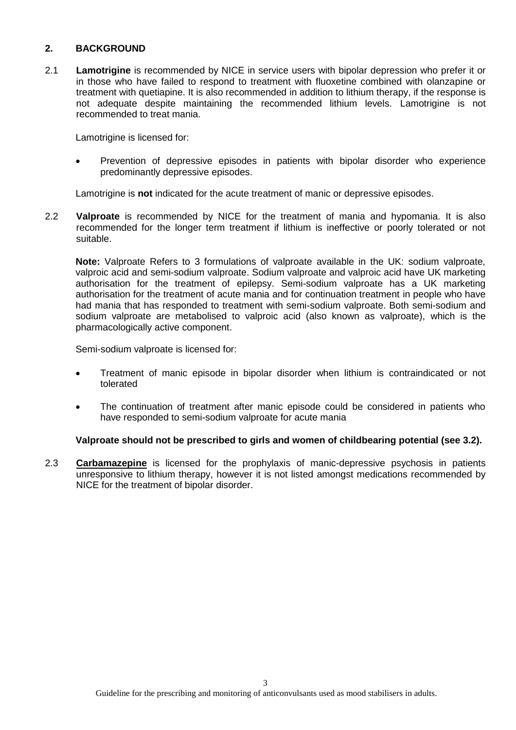## 2. BACKGROUND

2.1 **Lamotrigine** is recommended by NICE in service users with bipolar depression who prefer it or in those who have failed to respond to treatment with fluoxetine combined with olanzapine or treatment with quetiapine. It is also recommended in addition to lithium therapy, if the response is not adequate despite maintaining the recommended lithium levels. Lamotrigine is not recommended to treat mania.

Lamotrigine is licensed for:

- Prevention of depressive episodes in patients with bipolar disorder who experience predominantly depressive episodes.

Lamotrigine is **not** indicated for the acute treatment of manic or depressive episodes.

2.2 **Valproate** is recommended by NICE for the treatment of mania and hypomania. It is also recommended for the longer term treatment if lithium is ineffective or poorly tolerated or not suitable.

**Note:** Valproate Refers to 3 formulations of valproate available in the UK: sodium valproate, valproic acid and semi-sodium valproate. Sodium valproate and valproic acid have UK marketing authorisation for the treatment of epilepsy. Semi-sodium valproate has a UK marketing authorisation for the treatment of acute mania and for continuation treatment in people who have had mania that has responded to treatment with semi-sodium valproate. Both semi-sodium and sodium valproate are metabolised to valproic acid (also known as valproate), which is the pharmacologically active component.

Semi-sodium valproate is licensed for:

- Treatment of manic episode in bipolar disorder when lithium is contraindicated or not tolerated
- The continuation of treatment after manic episode could be considered in patients who have responded to semi-sodium valproate for acute mania

**Valproate should not be prescribed to girls and women of childbearing potential (see 3.2).**

2.3 **Carbamazepine** is licensed for the prophylaxis of manic-depressive psychosis in patients unresponsive to lithium therapy, however it is not listed amongst medications recommended by NICE for the treatment of bipolar disorder.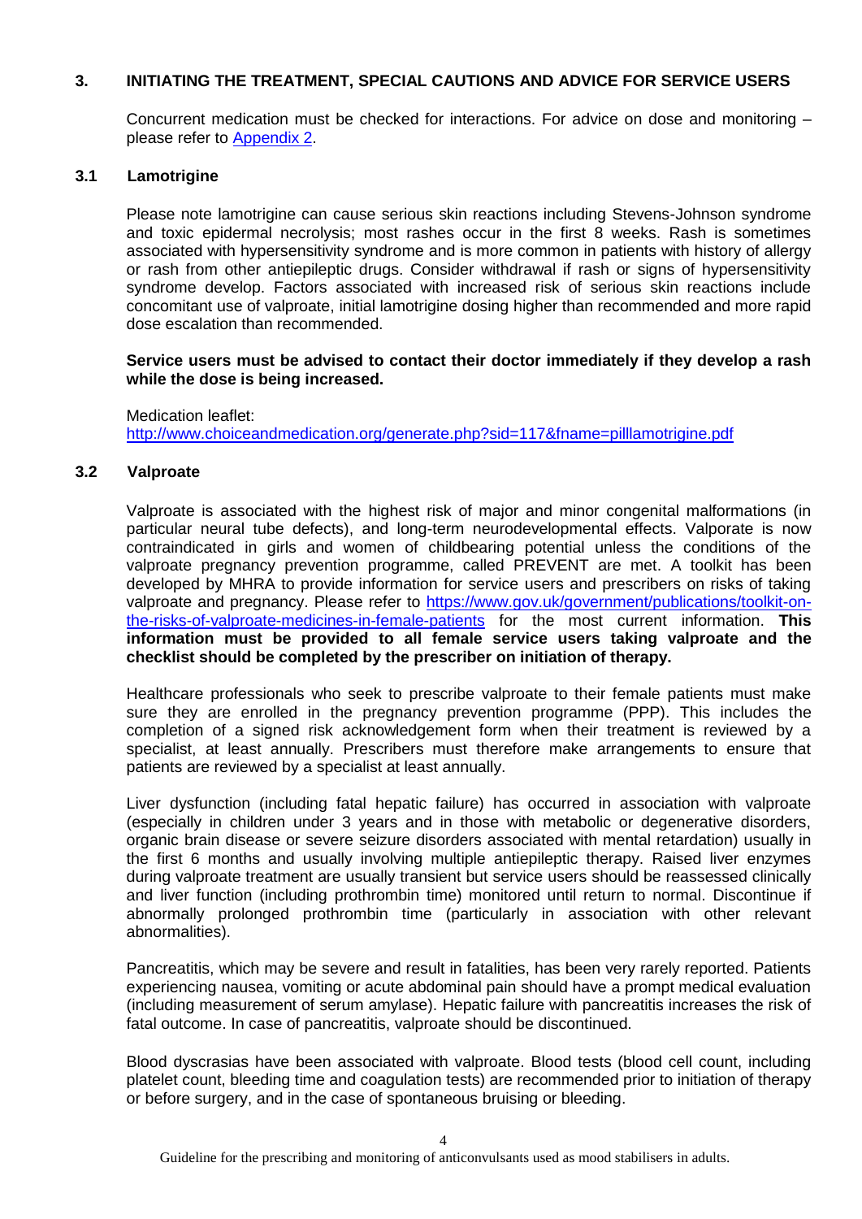## 3. INITIATING THE TREATMENT, SPECIAL CAUTIONS AND ADVICE FOR SERVICE USERS

Concurrent medication must be checked for interactions. For advice on dose and monitoring – please refer to [Appendix 2](#).

### 3.1 Lamotrigine

Please note lamotrigine can cause serious skin reactions including Stevens-Johnson syndrome and toxic epidermal necrolysis; most rashes occur in the first 8 weeks. Rash is sometimes associated with hypersensitivity syndrome and is more common in patients with history of allergy or rash from other antiepileptic drugs. Consider withdrawal if rash or signs of hypersensitivity syndrome develop. Factors associated with increased risk of serious skin reactions include concomitant use of valproate, initial lamotrigine dosing higher than recommended and more rapid dose escalation than recommended.

**Service users must be advised to contact their doctor immediately if they develop a rash while the dose is being increased.**

Medication leaflet:
[http://www.choiceandmedication.org/generate.php?sid=117&fname=pilllamotrigine.pdf](http://www.choiceandmedication.org/generate.php?sid=117&fname=pilllamotrigine.pdf)

### 3.2 Valproate

Valproate is associated with the highest risk of major and minor congenital malformations (in particular neural tube defects), and long-term neurodevelopmental effects. Valporate is now contraindicated in girls and women of childbearing potential unless the conditions of the valproate pregnancy prevention programme, called PREVENT are met. A toolkit has been developed by MHRA to provide information for service users and prescribers on risks of taking valproate and pregnancy. Please refer to [https://www.gov.uk/government/publications/toolkit-on-the-risks-of-valproate-medicines-in-female-patients](https://www.gov.uk/government/publications/toolkit-on-the-risks-of-valproate-medicines-in-female-patients) for the most current information. **This information must be provided to all female service users taking valproate and the checklist should be completed by the prescriber on initiation of therapy.**

Healthcare professionals who seek to prescribe valproate to their female patients must make sure they are enrolled in the pregnancy prevention programme (PPP). This includes the completion of a signed risk acknowledgement form when their treatment is reviewed by a specialist, at least annually. Prescribers must therefore make arrangements to ensure that patients are reviewed by a specialist at least annually.

Liver dysfunction (including fatal hepatic failure) has occurred in association with valproate (especially in children under 3 years and in those with metabolic or degenerative disorders, organic brain disease or severe seizure disorders associated with mental retardation) usually in the first 6 months and usually involving multiple antiepileptic therapy. Raised liver enzymes during valproate treatment are usually transient but service users should be reassessed clinically and liver function (including prothrombin time) monitored until return to normal. Discontinue if abnormally prolonged prothrombin time (particularly in association with other relevant abnormalities).

Pancreatitis, which may be severe and result in fatalities, has been very rarely reported. Patients experiencing nausea, vomiting or acute abdominal pain should have a prompt medical evaluation (including measurement of serum amylase). Hepatic failure with pancreatitis increases the risk of fatal outcome. In case of pancreatitis, valproate should be discontinued.

Blood dyscrasias have been associated with valproate. Blood tests (blood cell count, including platelet count, bleeding time and coagulation tests) are recommended prior to initiation of therapy or before surgery, and in the case of spontaneous bruising or bleeding.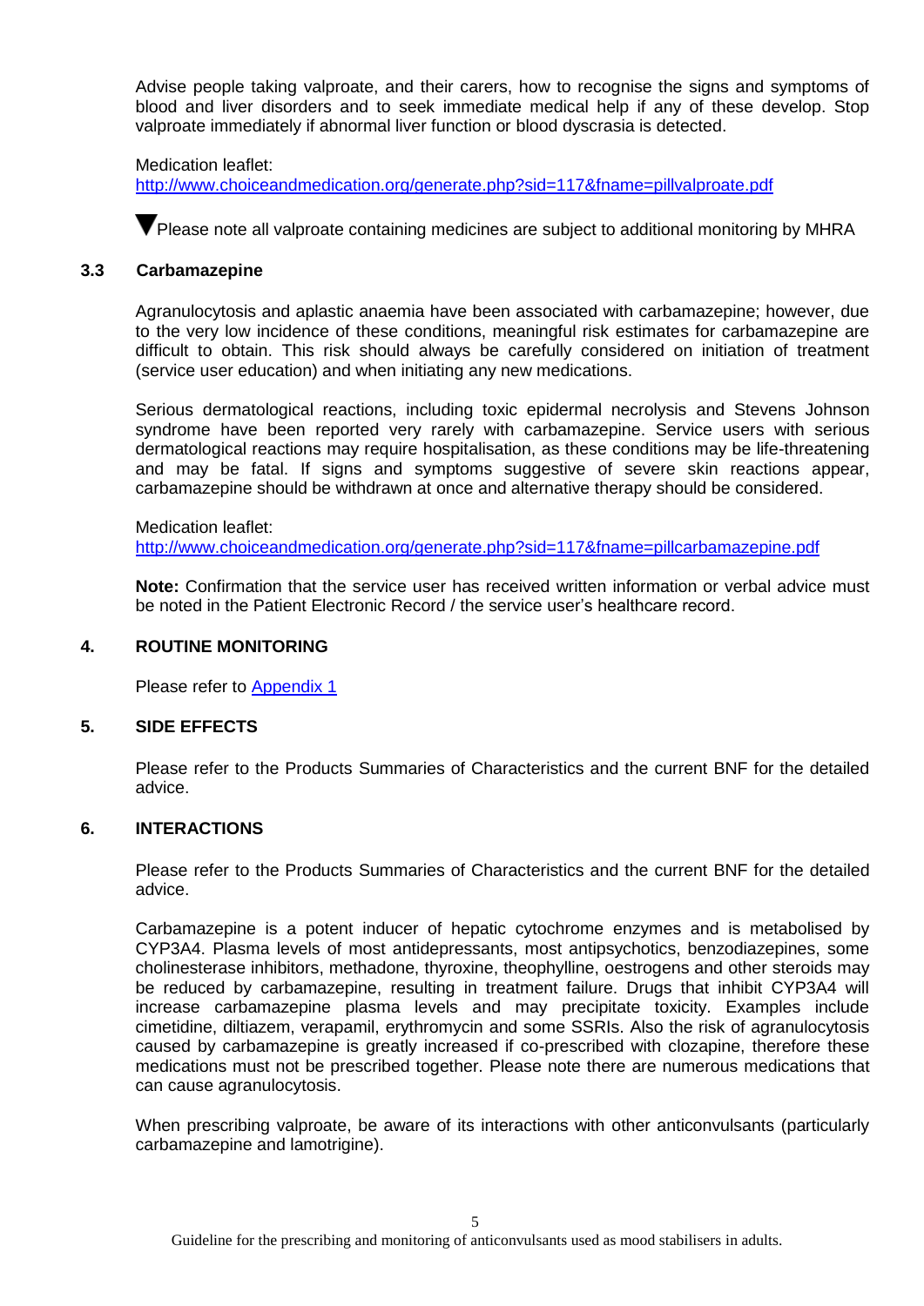Advise people taking valproate, and their carers, how to recognise the signs and symptoms of blood and liver disorders and to seek immediate medical help if any of these develop. Stop valproate immediately if abnormal liver function or blood dyscrasia is detected.

Medication leaflet:
http://www.choiceandmedication.org/generate.php?sid=117&fname=pillvalproate.pdf

▼Please note all valproate containing medicines are subject to additional monitoring by MHRA

### 3.3 Carbamazepine

Agranulocytosis and aplastic anaemia have been associated with carbamazepine; however, due to the very low incidence of these conditions, meaningful risk estimates for carbamazepine are difficult to obtain. This risk should always be carefully considered on initiation of treatment (service user education) and when initiating any new medications.

Serious dermatological reactions, including toxic epidermal necrolysis and Stevens Johnson syndrome have been reported very rarely with carbamazepine. Service users with serious dermatological reactions may require hospitalisation, as these conditions may be life-threatening and may be fatal. If signs and symptoms suggestive of severe skin reactions appear, carbamazepine should be withdrawn at once and alternative therapy should be considered.

Medication leaflet:
http://www.choiceandmedication.org/generate.php?sid=117&fname=pillcarbamazepine.pdf

**Note:** Confirmation that the service user has received written information or verbal advice must be noted in the Patient Electronic Record / the service user's healthcare record.

## 4. ROUTINE MONITORING

Please refer to Appendix 1

## 5. SIDE EFFECTS

Please refer to the Products Summaries of Characteristics and the current BNF for the detailed advice.

## 6. INTERACTIONS

Please refer to the Products Summaries of Characteristics and the current BNF for the detailed advice.

Carbamazepine is a potent inducer of hepatic cytochrome enzymes and is metabolised by CYP3A4. Plasma levels of most antidepressants, most antipsychotics, benzodiazepines, some cholinesterase inhibitors, methadone, thyroxine, theophylline, oestrogens and other steroids may be reduced by carbamazepine, resulting in treatment failure. Drugs that inhibit CYP3A4 will increase carbamazepine plasma levels and may precipitate toxicity. Examples include cimetidine, diltiazem, verapamil, erythromycin and some SSRIs. Also the risk of agranulocytosis caused by carbamazepine is greatly increased if co-prescribed with clozapine, therefore these medications must not be prescribed together. Please note there are numerous medications that can cause agranulocytosis.

When prescribing valproate, be aware of its interactions with other anticonvulsants (particularly carbamazepine and lamotrigine).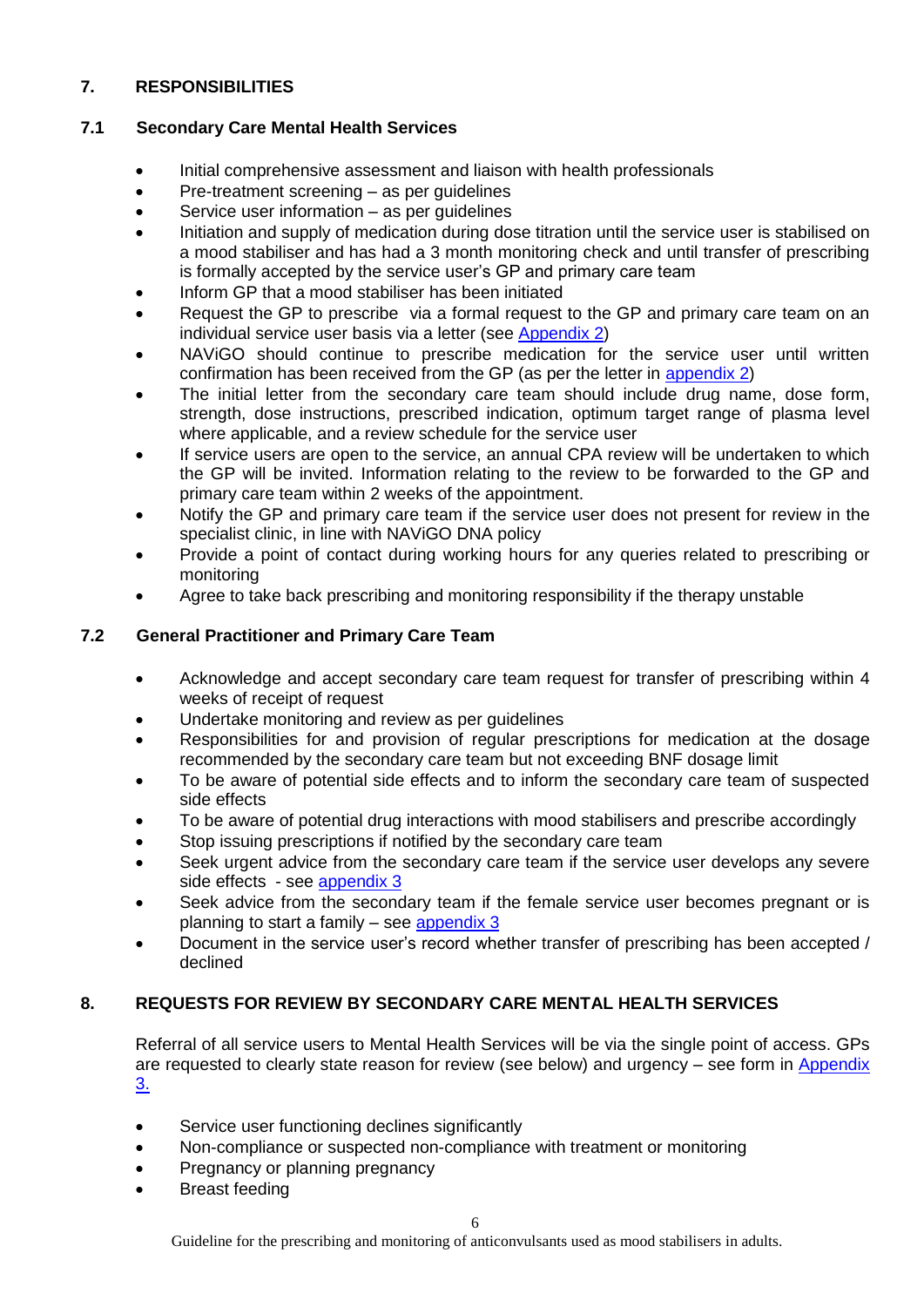## 7. RESPONSIBILITIES

### 7.1 Secondary Care Mental Health Services

- Initial comprehensive assessment and liaison with health professionals
- Pre-treatment screening – as per guidelines
- Service user information – as per guidelines
- Initiation and supply of medication during dose titration until the service user is stabilised on a mood stabiliser and has had a 3 month monitoring check and until transfer of prescribing is formally accepted by the service user's GP and primary care team
- Inform GP that a mood stabiliser has been initiated
- Request the GP to prescribe via a formal request to the GP and primary care team on an individual service user basis via a letter (see Appendix 2)
- NAViGO should continue to prescribe medication for the service user until written confirmation has been received from the GP (as per the letter in appendix 2)
- The initial letter from the secondary care team should include drug name, dose form, strength, dose instructions, prescribed indication, optimum target range of plasma level where applicable, and a review schedule for the service user
- If service users are open to the service, an annual CPA review will be undertaken to which the GP will be invited. Information relating to the review to be forwarded to the GP and primary care team within 2 weeks of the appointment.
- Notify the GP and primary care team if the service user does not present for review in the specialist clinic, in line with NAViGO DNA policy
- Provide a point of contact during working hours for any queries related to prescribing or monitoring
- Agree to take back prescribing and monitoring responsibility if the therapy unstable

### 7.2 General Practitioner and Primary Care Team

- Acknowledge and accept secondary care team request for transfer of prescribing within 4 weeks of receipt of request
- Undertake monitoring and review as per guidelines
- Responsibilities for and provision of regular prescriptions for medication at the dosage recommended by the secondary care team but not exceeding BNF dosage limit
- To be aware of potential side effects and to inform the secondary care team of suspected side effects
- To be aware of potential drug interactions with mood stabilisers and prescribe accordingly
- Stop issuing prescriptions if notified by the secondary care team
- Seek urgent advice from the secondary care team if the service user develops any severe side effects - see appendix 3
- Seek advice from the secondary team if the female service user becomes pregnant or is planning to start a family – see appendix 3
- Document in the service user's record whether transfer of prescribing has been accepted / declined

## 8. REQUESTS FOR REVIEW BY SECONDARY CARE MENTAL HEALTH SERVICES

Referral of all service users to Mental Health Services will be via the single point of access. GPs are requested to clearly state reason for review (see below) and urgency – see form in Appendix 3.

- Service user functioning declines significantly
- Non-compliance or suspected non-compliance with treatment or monitoring
- Pregnancy or planning pregnancy
- Breast feeding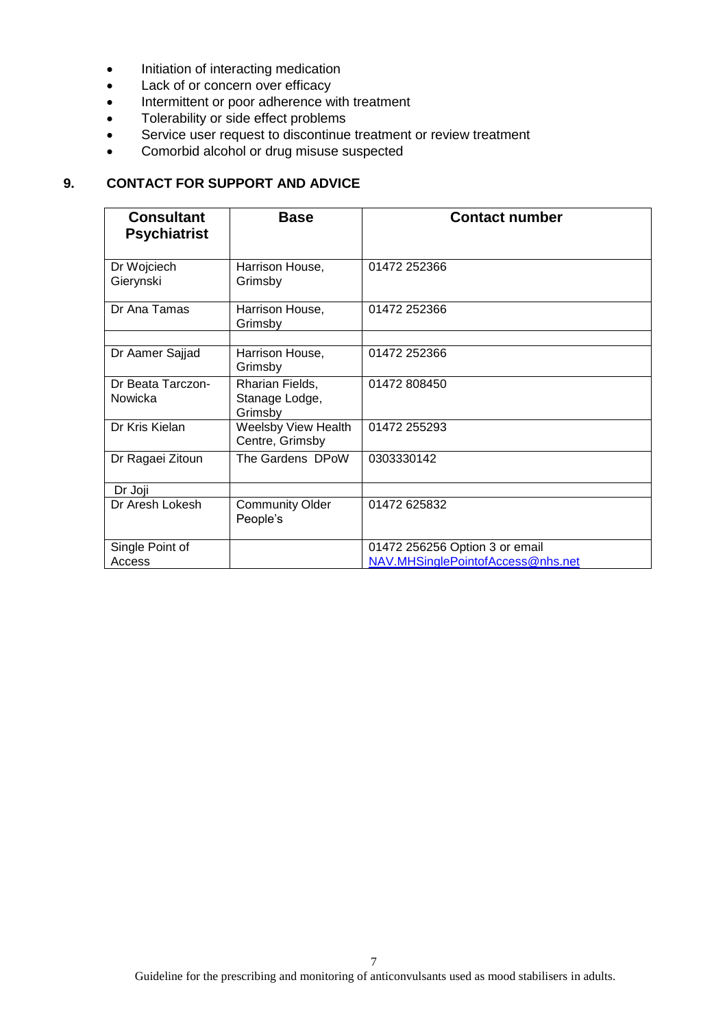- Initiation of interacting medication
- Lack of or concern over efficacy
- Intermittent or poor adherence with treatment
- Tolerability or side effect problems
- Service user request to discontinue treatment or review treatment
- Comorbid alcohol or drug misuse suspected

## 9. CONTACT FOR SUPPORT AND ADVICE

| Consultant Psychiatrist | Base | Contact number |
|---|---|---|
| Dr Wojciech Gierynski | Harrison House, Grimsby | 01472 252366 |
| Dr Ana Tamas | Harrison House, Grimsby | 01472 252366 |
| | | |
| Dr Aamer Sajjad | Harrison House, Grimsby | 01472 252366 |
| Dr Beata Tarczon-Nowicka | Rharian Fields, Stanage Lodge, Grimsby | 01472 808450 |
| Dr Kris Kielan | Weelsby View Health Centre, Grimsby | 01472 255293 |
| Dr Ragaei Zitoun | The Gardens DPoW | 0303330142 |
| Dr Joji | | |
| Dr Aresh Lokesh | Community Older People's | 01472 625832 |
| Single Point of Access | | 01472 256256 Option 3 or email NAV.MHSinglePointofAccess@nhs.net |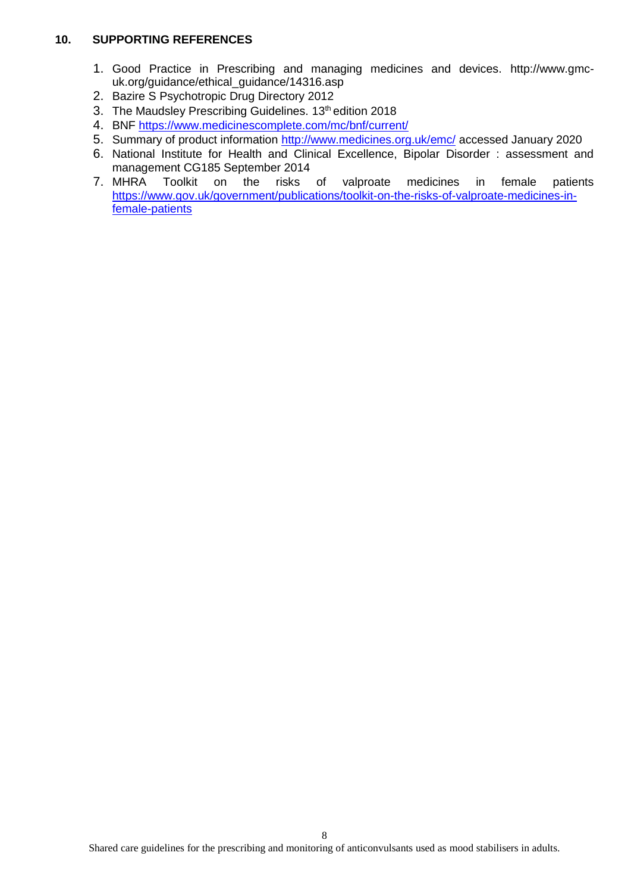## 10. SUPPORTING REFERENCES

1. Good Practice in Prescribing and managing medicines and devices. http://www.gmc-uk.org/guidance/ethical_guidance/14316.asp
2. Bazire S Psychotropic Drug Directory 2012
3. The Maudsley Prescribing Guidelines. 13th edition 2018
4. BNF [https://www.medicinescomplete.com/mc/bnf/current/](https://www.medicinescomplete.com/mc/bnf/current/)
5. Summary of product information [http://www.medicines.org.uk/emc/](http://www.medicines.org.uk/emc/) accessed January 2020
6. National Institute for Health and Clinical Excellence, Bipolar Disorder : assessment and management CG185 September 2014
7. MHRA Toolkit on the risks of valproate medicines in female patients [https://www.gov.uk/government/publications/toolkit-on-the-risks-of-valproate-medicines-in-female-patients](https://www.gov.uk/government/publications/toolkit-on-the-risks-of-valproate-medicines-in-female-patients)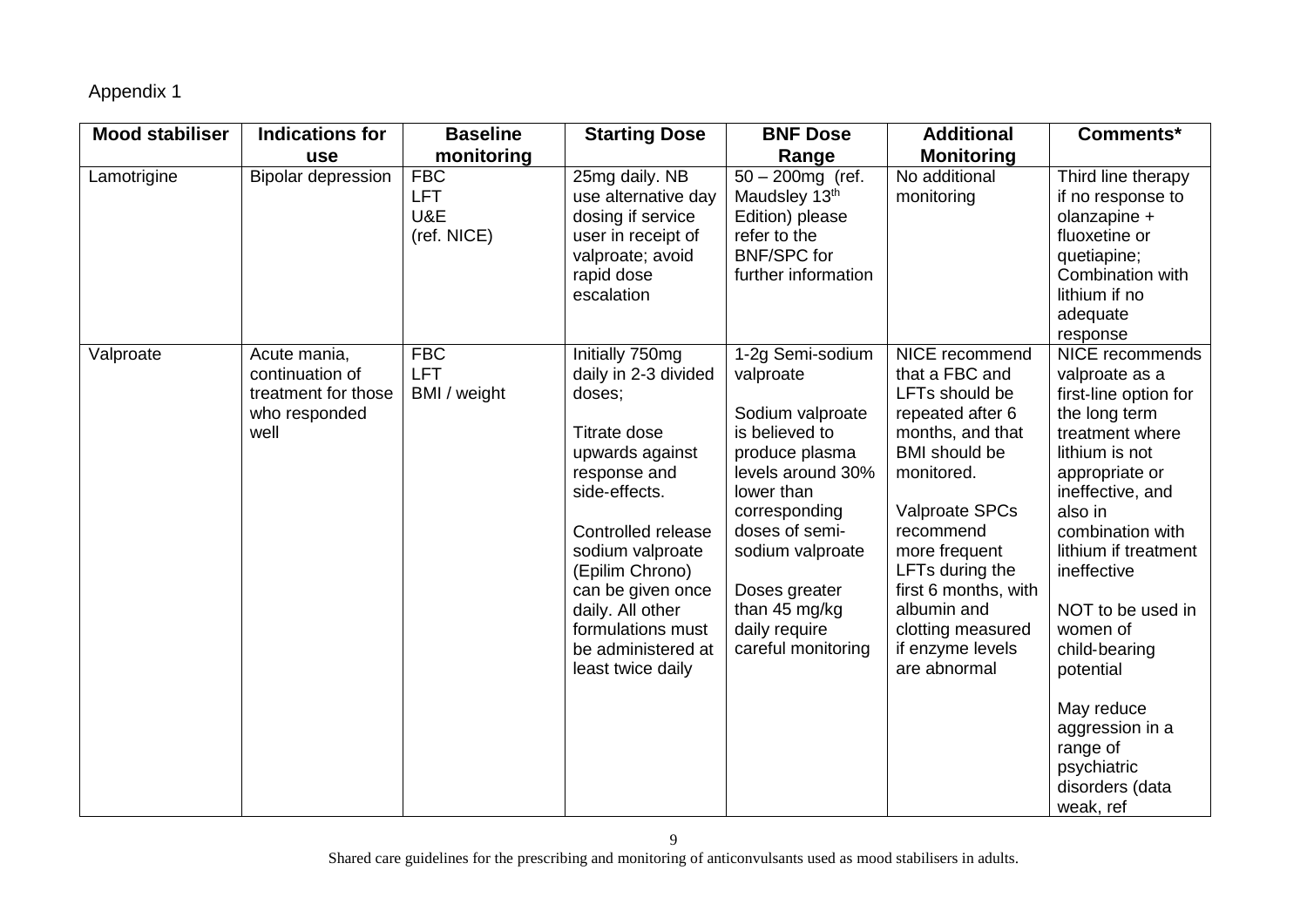Appendix 1

| Mood stabiliser | Indications for use | Baseline monitoring | Starting Dose | BNF Dose Range | Additional Monitoring | Comments* |
|---|---|---|---|---|---|---|
| Lamotrigine | Bipolar depression | FBC<br>LFT<br>U&E<br>(ref. NICE) | 25mg daily. NB use alternative day dosing if service user in receipt of valproate; avoid rapid dose escalation | 50 – 200mg (ref. Maudsley 13th Edition) please refer to the BNF/SPC for further information | No additional monitoring | Third line therapy if no response to olanzapine + fluoxetine or quetiapine; Combination with lithium if no adequate response |
| Valproate | Acute mania, continuation of treatment for those who responded well | FBC<br>LFT<br>BMI / weight | Initially 750mg daily in 2-3 divided doses;<br><br>Titrate dose upwards against response and side-effects.<br><br>Controlled release sodium valproate (Epilim Chrono) can be given once daily. All other formulations must be administered at least twice daily | 1-2g Semi-sodium valproate<br><br>Sodium valproate is believed to produce plasma levels around 30% lower than corresponding doses of semi-sodium valproate<br><br>Doses greater than 45 mg/kg daily require careful monitoring | NICE recommend that a FBC and LFTs should be repeated after 6 months, and that BMI should be monitored.<br><br>Valproate SPCs recommend more frequent LFTs during the first 6 months, with albumin and clotting measured if enzyme levels are abnormal | NICE recommends valproate as a first-line option for the long term treatment where lithium is not appropriate or ineffective, and also in combination with lithium if treatment ineffective<br><br>NOT to be used in women of child-bearing potential<br><br>May reduce aggression in a range of psychiatric disorders (data weak, ref |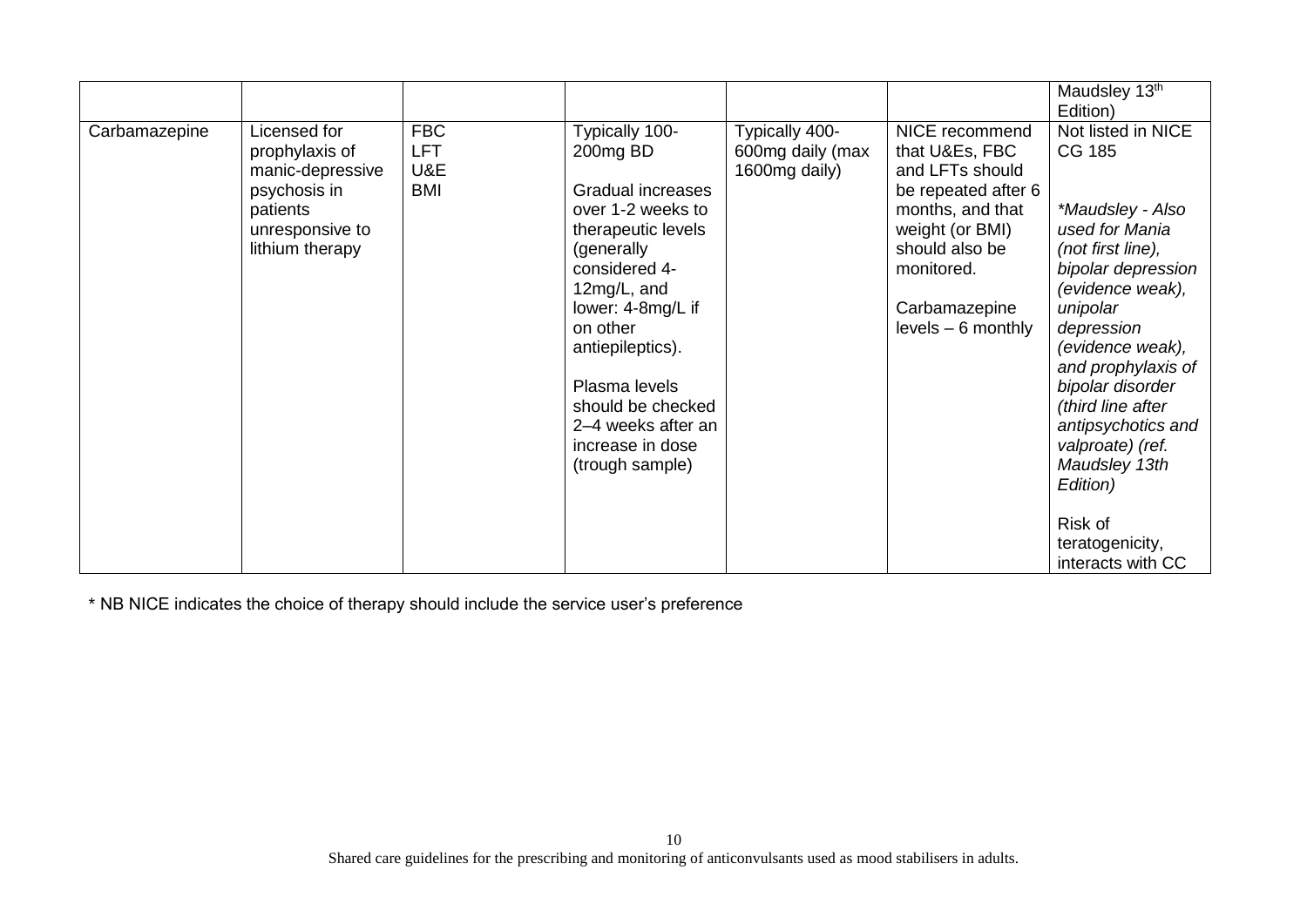|  |  |  |  |  |  | Maudsley 13th Edition) |
|---|---|---|---|---|---|---|
| Carbamazepine | Licensed for prophylaxis of manic-depressive psychosis in patients unresponsive to lithium therapy | FBC<br>LFT<br>U&E<br>BMI | Typically 100-200mg BD<br><br>Gradual increases over 1-2 weeks to therapeutic levels (generally considered 4-12mg/L, and lower: 4-8mg/L if on other antiepileptics).<br><br>Plasma levels should be checked 2–4 weeks after an increase in dose (trough sample) | Typically 400-600mg daily (max 1600mg daily) | NICE recommend that U&Es, FBC and LFTs should be repeated after 6 months, and that weight (or BMI) should also be monitored.<br><br>Carbamazepine levels – 6 monthly | Not listed in NICE CG 185<br><br>*\*Maudsley - Also used for Mania (not first line), bipolar depression (evidence weak), unipolar depression (evidence weak), and prophylaxis of bipolar disorder (third line after antipsychotics and valproate) (ref. Maudsley 13th Edition)*<br><br>Risk of teratogenicity, interacts with CC |

* NB NICE indicates the choice of therapy should include the service user's preference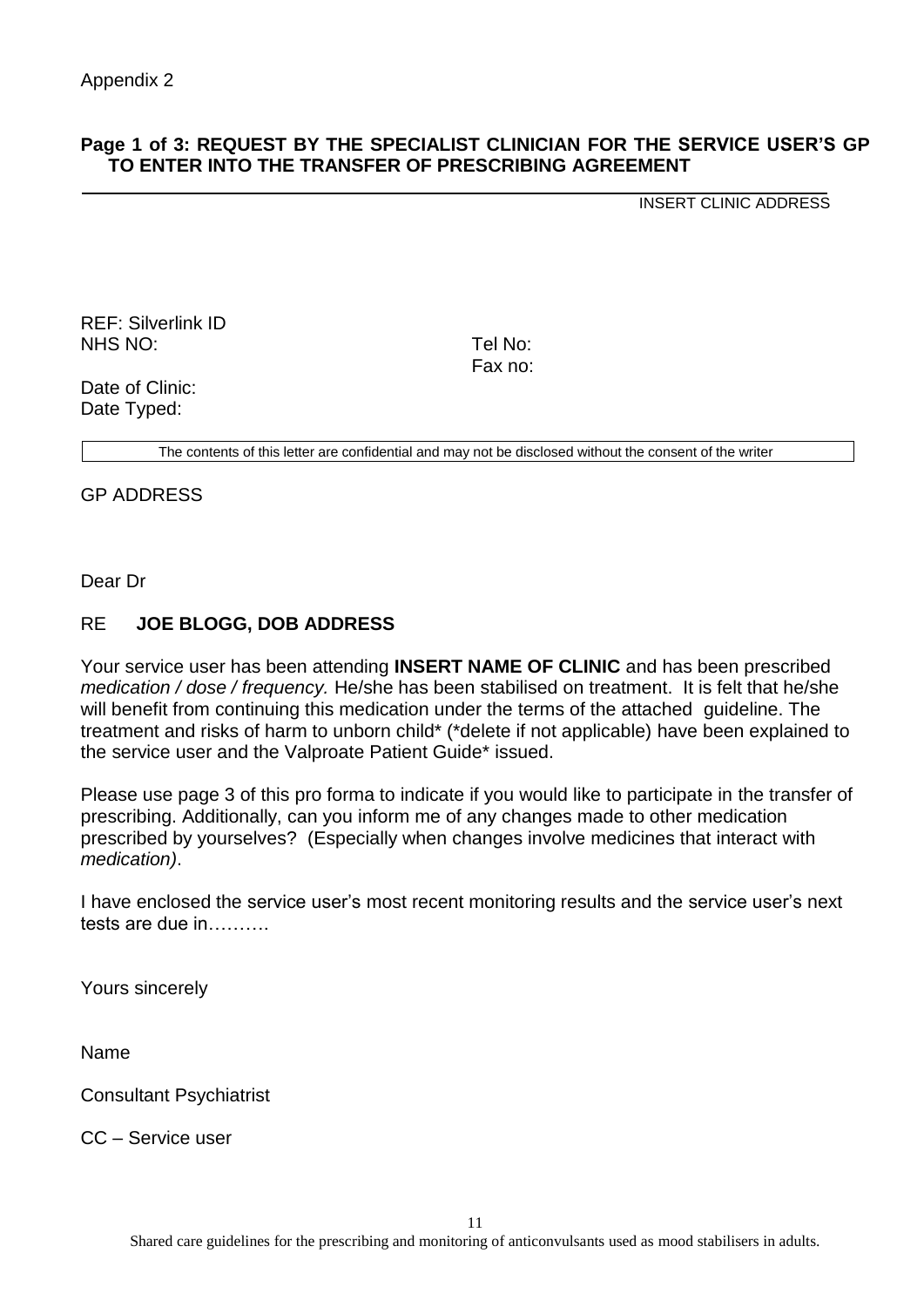Appendix 2

## Page 1 of 3: REQUEST BY THE SPECIALIST CLINICIAN FOR THE SERVICE USER'S GP TO ENTER INTO THE TRANSFER OF PRESCRIBING AGREEMENT

INSERT CLINIC ADDRESS

REF: Silverlink ID
NHS NO:

Tel No:
Fax no:

Date of Clinic:
Date Typed:

The contents of this letter are confidential and may not be disclosed without the consent of the writer

GP ADDRESS

Dear Dr

RE **JOE BLOGG, DOB ADDRESS**

Your service user has been attending **INSERT NAME OF CLINIC** and has been prescribed *medication / dose / frequency.* He/she has been stabilised on treatment. It is felt that he/she will benefit from continuing this medication under the terms of the attached guideline. The treatment and risks of harm to unborn child* (*delete if not applicable) have been explained to the service user and the Valproate Patient Guide* issued.

Please use page 3 of this pro forma to indicate if you would like to participate in the transfer of prescribing. Additionally, can you inform me of any changes made to other medication prescribed by yourselves? (Especially when changes involve medicines that interact with *medication)*.

I have enclosed the service user's most recent monitoring results and the service user's next tests are due in……….

Yours sincerely

Name

Consultant Psychiatrist

CC – Service user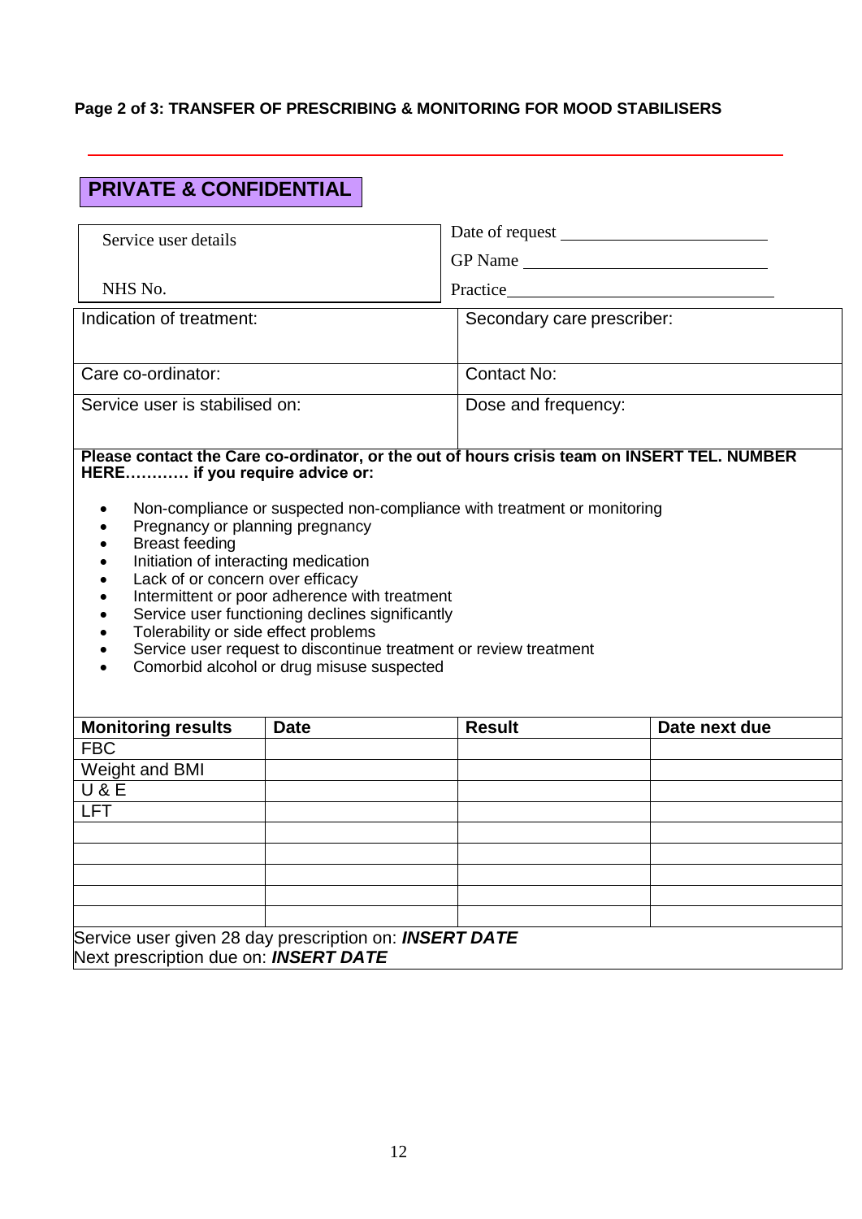**Page 2 of 3: TRANSFER OF PRESCRIBING & MONITORING FOR MOOD STABILISERS**

## PRIVATE & CONFIDENTIAL

| Service user details<br><br>NHS No. | Date of request ____________<br>GP Name ____________<br>Practice ____________ |
|---|---|
| Indication of treatment: | Secondary care prescriber: |
| Care co-ordinator: | Contact No: |
| Service user is stabilised on: | Dose and frequency: |

**Please contact the Care co-ordinator, or the out of hours crisis team on INSERT TEL. NUMBER HERE………… if you require advice or:**

- Non-compliance or suspected non-compliance with treatment or monitoring
- Pregnancy or planning pregnancy
- Breast feeding
- Initiation of interacting medication
- Lack of or concern over efficacy
- Intermittent or poor adherence with treatment
- Service user functioning declines significantly
- Tolerability or side effect problems
- Service user request to discontinue treatment or review treatment
- Comorbid alcohol or drug misuse suspected

| Monitoring results | Date | Result | Date next due |
|---|---|---|---|
| FBC | | | |
| Weight and BMI | | | |
| U & E | | | |
| LFT | | | |
| | | | |
| | | | |
| | | | |
| | | | |
| | | | |

Service user given 28 day prescription on: ***INSERT DATE***
Next prescription due on: ***INSERT DATE***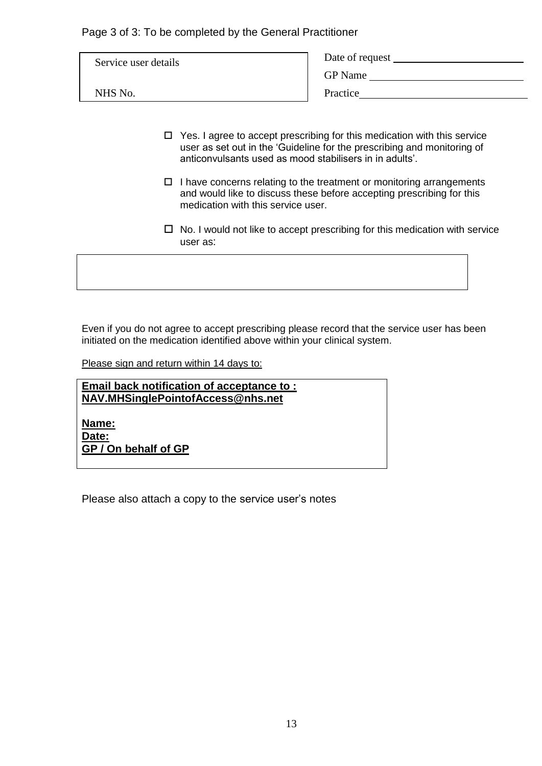Page 3 of 3: To be completed by the General Practitioner

| Service user details | Date of request ______________________ |
| --- | --- |
| | GP Name ______________________ |
| NHS No. | Practice ______________________ |

- ☐ Yes. I agree to accept prescribing for this medication with this service user as set out in the 'Guideline for the prescribing and monitoring of anticonvulsants used as mood stabilisers in in adults'.
- ☐ I have concerns relating to the treatment or monitoring arrangements and would like to discuss these before accepting prescribing for this medication with this service user.
- ☐ No. I would not like to accept prescribing for this medication with service user as:

| |
| --- |
| |

Even if you do not agree to accept prescribing please record that the service user has been initiated on the medication identified above within your clinical system.

Please sign and return within 14 days to:

**Email back notification of acceptance to : NAV.MHSinglePointofAccess@nhs.net**

**Name:**
**Date:**
**GP / On behalf of GP**

Please also attach a copy to the service user's notes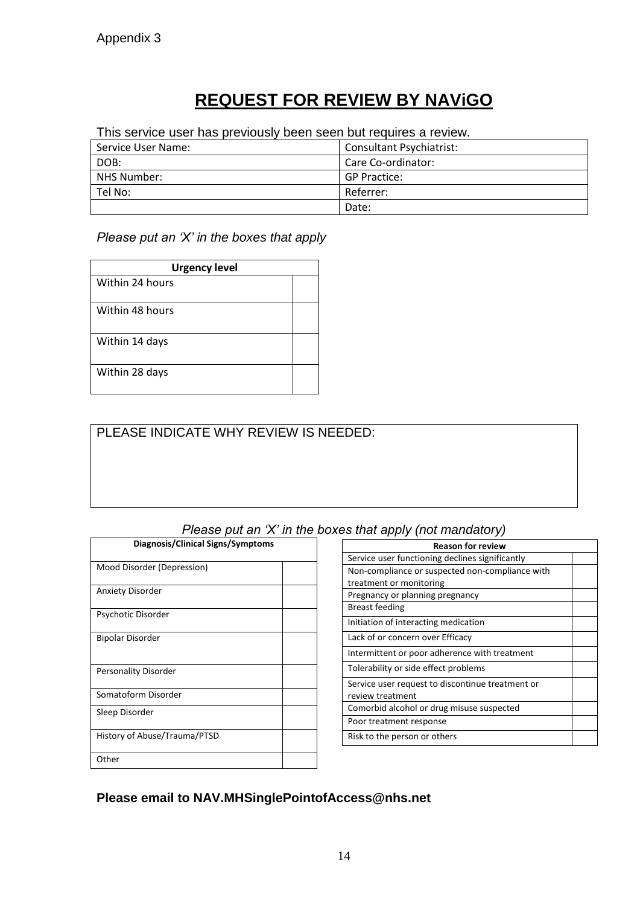Appendix 3

# REQUEST FOR REVIEW BY NAViGO

This service user has previously been seen but requires a review.

| | |
|---|---|
| Service User Name: | Consultant Psychiatrist: |
| DOB: | Care Co-ordinator: |
| NHS Number: | GP Practice: |
| Tel No: | Referrer: |
| | Date: |

*Please put an 'X' in the boxes that apply*

| Urgency level | |
|---|---|
| Within 24 hours | |
| Within 48 hours | |
| Within 14 days | |
| Within 28 days | |

PLEASE INDICATE WHY REVIEW IS NEEDED:

*Please put an 'X' in the boxes that apply (not mandatory)*

| Diagnosis/Clinical Signs/Symptoms | |
|---|---|
| Mood Disorder (Depression) | |
| Anxiety Disorder | |
| Psychotic Disorder | |
| Bipolar Disorder | |
| Personality Disorder | |
| Somatoform Disorder | |
| Sleep Disorder | |
| History of Abuse/Trauma/PTSD | |
| Other | |

| Reason for review | |
|---|---|
| Service user functioning declines significantly | |
| Non-compliance or suspected non-compliance with treatment or monitoring | |
| Pregnancy or planning pregnancy | |
| Breast feeding | |
| Initiation of interacting medication | |
| Lack of or concern over Efficacy | |
| Intermittent or poor adherence with treatment | |
| Tolerability or side effect problems | |
| Service user request to discontinue treatment or review treatment | |
| Comorbid alcohol or drug misuse suspected | |
| Poor treatment response | |
| Risk to the person or others | |

**Please email to NAV.MHSinglePointofAccess@nhs.net**